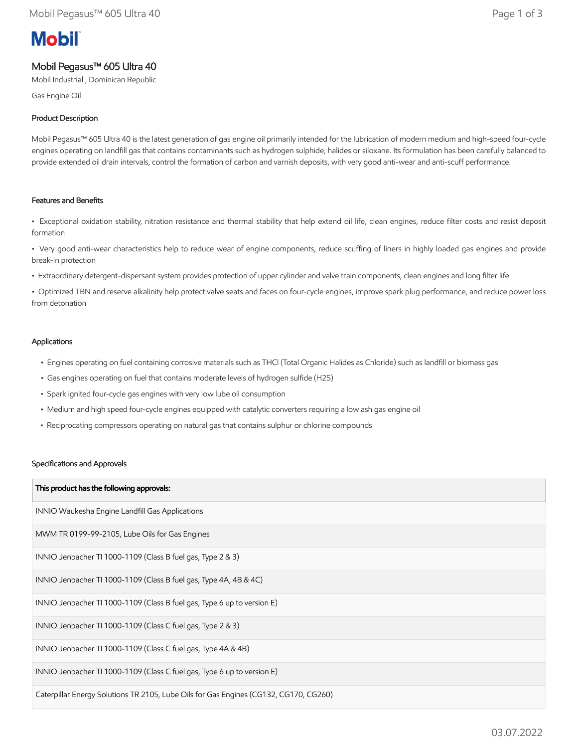# Mobil Pegasus™ 605 Ultra 40

Mobil Industrial , Dominican Republic

Gas Engine Oil

## Product Description

Mobil Pegasus™ 605 Ultra 40 is the latest generation of gas engine oil primarily intended for the lubrication of modern medium and high-speed four-cycle engines operating on landfill gas that contains contaminants such as hydrogen sulphide, halides or siloxane. Its formulation has been carefully balanced to provide extended oil drain intervals, control the formation of carbon and varnish deposits, with very good anti-wear and anti-scuff performance.

## Features and Benefits

- Exceptional oxidation stability, nitration resistance and thermal stability that help extend oil life, clean engines, reduce filter costs and resist deposit formation
- Very good anti-wear characteristics help to reduce wear of engine components, reduce scuffing of liners in highly loaded gas engines and provide break-in protection
- Extraordinary detergent-dispersant system provides protection of upper cylinder and valve train components, clean engines and long filter life
- Optimized TBN and reserve alkalinity help protect valve seats and faces on four-cycle engines, improve spark plug performance, and reduce power loss from detonation

## Applications

- Engines operating on fuel containing corrosive materials such as THCl (Total Organic Halides as Chloride) such as landfill or biomass gas
- Gas engines operating on fuel that contains moderate levels of hydrogen sulfide ($H_2S$)
- Spark ignited four-cycle gas engines with very low lube oil consumption
- Medium and high speed four-cycle engines equipped with catalytic converters requiring a low ash gas engine oil
- Reciprocating compressors operating on natural gas that contains sulphur or chlorine compounds

## Specifications and Approvals

| This product has the following approvals: |
| --- |
| INNIO Waukesha Engine Landfill Gas Applications |
| MWM TR 0199-99-2105, Lube Oils for Gas Engines |
| INNIO Jenbacher TI 1000-1109 (Class B fuel gas, Type 2 & 3) |
| INNIO Jenbacher TI 1000-1109 (Class B fuel gas, Type 4A, 4B & 4C) |
| INNIO Jenbacher TI 1000-1109 (Class B fuel gas, Type 6 up to version E) |
| INNIO Jenbacher TI 1000-1109 (Class C fuel gas, Type 2 & 3) |
| INNIO Jenbacher TI 1000-1109 (Class C fuel gas, Type 4A & 4B) |
| INNIO Jenbacher TI 1000-1109 (Class C fuel gas, Type 6 up to version E) |
| Caterpillar Energy Solutions TR 2105, Lube Oils for Gas Engines (CG132, CG170, CG260) |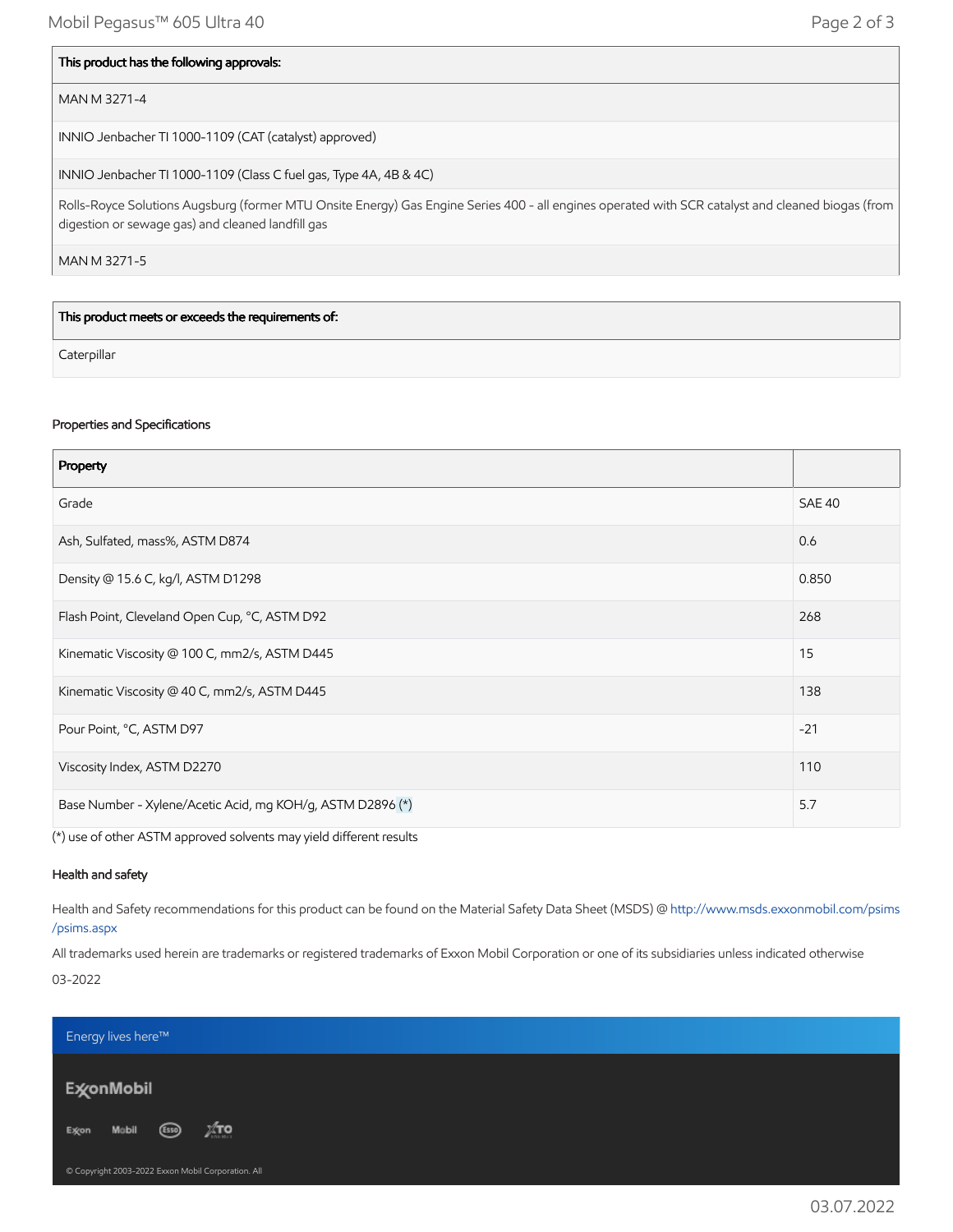| This product has the following approvals: |
| --- |
| MAN M 3271-4 |
| INNIO Jenbacher TI 1000-1109 (CAT (catalyst) approved) |
| INNIO Jenbacher TI 1000-1109 (Class C fuel gas, Type 4A, 4B & 4C) |
| Rolls-Royce Solutions Augsburg (former MTU Onsite Energy) Gas Engine Series 400 - all engines operated with SCR catalyst and cleaned biogas (from digestion or sewage gas) and cleaned landfill gas |
| MAN M 3271-5 |

| This product meets or exceeds the requirements of: |
| --- |
| Caterpillar |

### Properties and Specifications

| Property | |
| --- | --- |
| Grade | SAE 40 |
| Ash, Sulfated, mass%, ASTM D874 | 0.6 |
| Density @ 15.6 C, kg/l, ASTM D1298 | 0.850 |
| Flash Point, Cleveland Open Cup, °C, ASTM D92 | 268 |
| Kinematic Viscosity @ 100 C, mm2/s, ASTM D445 | 15 |
| Kinematic Viscosity @ 40 C, mm2/s, ASTM D445 | 138 |
| Pour Point, °C, ASTM D97 | -21 |
| Viscosity Index, ASTM D2270 | 110 |
| Base Number - Xylene/Acetic Acid, mg KOH/g, ASTM D2896 (*) | 5.7 |

(*) use of other ASTM approved solvents may yield different results

### Health and safety

Health and Safety recommendations for this product can be found on the Material Safety Data Sheet (MSDS) @ http://www.msds.exxonmobil.com/psims/psims.aspx

All trademarks used herein are trademarks or registered trademarks of Exxon Mobil Corporation or one of its subsidiaries unless indicated otherwise

03-2022

Energy lives here™

ExxonMobil

Exxon Mobil Esso XTO

© Copyright 2003-2022 Exxon Mobil Corporation. All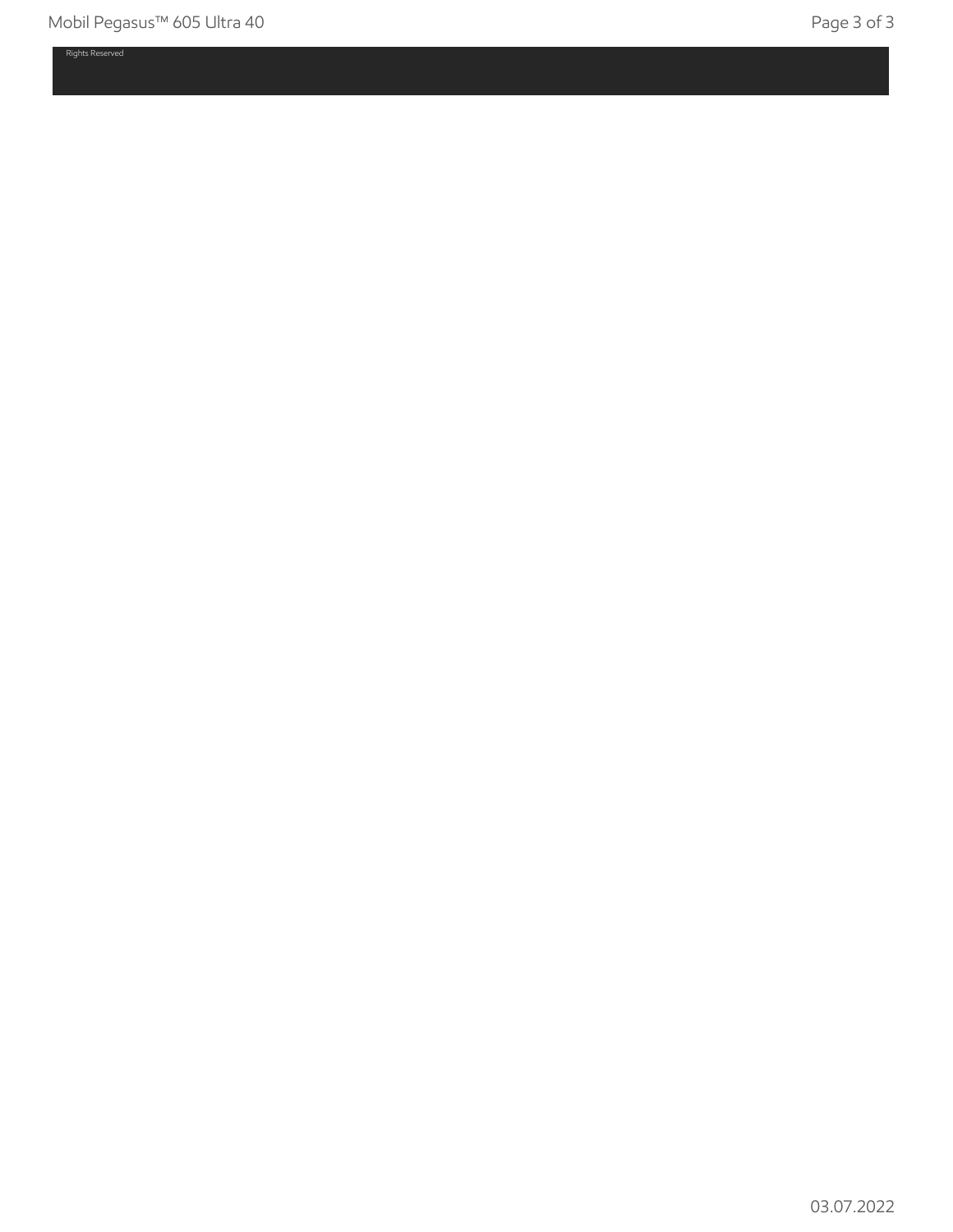Rights Reserved